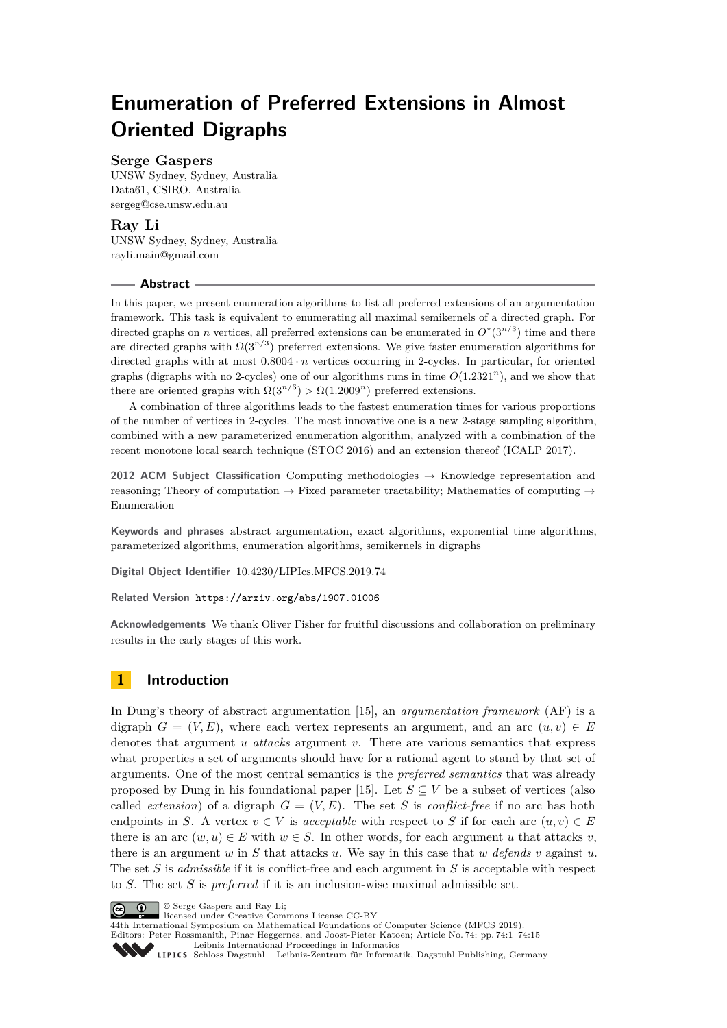# Enumeration of Preferred Extensions in Almost Oriented Digraphs

**Serge Gaspers**
UNSW Sydney, Sydney, Australia
Data61, CSIRO, Australia
sergeg@cse.unsw.edu.au

**Ray Li**
UNSW Sydney, Sydney, Australia
rayli.main@gmail.com

## Abstract

In this paper, we present enumeration algorithms to list all preferred extensions of an argumentation framework. This task is equivalent to enumerating all maximal semikernels of a directed graph. For directed graphs on $n$ vertices, all preferred extensions can be enumerated in $O^*(3^{n/3})$ time and there are directed graphs with $\Omega(3^{n/3})$ preferred extensions. We give faster enumeration algorithms for directed graphs with at most $0.8004 \cdot n$ vertices occurring in 2-cycles. In particular, for oriented graphs (digraphs with no 2-cycles) one of our algorithms runs in time $O(1.2321^n)$, and we show that there are oriented graphs with $\Omega(3^{n/6}) > \Omega(1.2009^n)$ preferred extensions.

A combination of three algorithms leads to the fastest enumeration times for various proportions of the number of vertices in 2-cycles. The most innovative one is a new 2-stage sampling algorithm, combined with a new parameterized enumeration algorithm, analyzed with a combination of the recent monotone local search technique (STOC 2016) and an extension thereof (ICALP 2017).

**2012 ACM Subject Classification** Computing methodologies → Knowledge representation and reasoning; Theory of computation → Fixed parameter tractability; Mathematics of computing → Enumeration

**Keywords and phrases** abstract argumentation, exact algorithms, exponential time algorithms, parameterized algorithms, enumeration algorithms, semikernels in digraphs

**Digital Object Identifier** 10.4230/LIPIcs.MFCS.2019.74

**Related Version** https://arxiv.org/abs/1907.01006

**Acknowledgements** We thank Oliver Fisher for fruitful discussions and collaboration on preliminary results in the early stages of this work.

## 1 Introduction

In Dung's theory of abstract argumentation [15], an *argumentation framework* (AF) is a digraph $G = (V, E)$, where each vertex represents an argument, and an arc $(u, v) \in E$ denotes that argument $u$ *attacks* argument $v$. There are various semantics that express what properties a set of arguments should have for a rational agent to stand by that set of arguments. One of the most central semantics is the *preferred semantics* that was already proposed by Dung in his foundational paper [15]. Let $S \subseteq V$ be a subset of vertices (also called *extension*) of a digraph $G = (V, E)$. The set $S$ is *conflict-free* if no arc has both endpoints in $S$. A vertex $v \in V$ is *acceptable* with respect to $S$ if for each arc $(u, v) \in E$ there is an arc $(w, u) \in E$ with $w \in S$. In other words, for each argument $u$ that attacks $v$, there is an argument $w$ in $S$ that attacks $u$. We say in this case that $w$ *defends* $v$ against $u$. The set $S$ is *admissible* if it is conflict-free and each argument in $S$ is acceptable with respect to $S$. The set $S$ is *preferred* if it is an inclusion-wise maximal admissible set.

© Serge Gaspers and Ray Li;
licensed under Creative Commons License CC-BY
44th International Symposium on Mathematical Foundations of Computer Science (MFCS 2019).
Editors: Peter Rossmanith, Pinar Heggernes, and Joost-Pieter Katoen; Article No. 74; pp. 74:1–74:15
Leibniz International Proceedings in Informatics
Schloss Dagstuhl – Leibniz-Zentrum für Informatik, Dagstuhl Publishing, Germany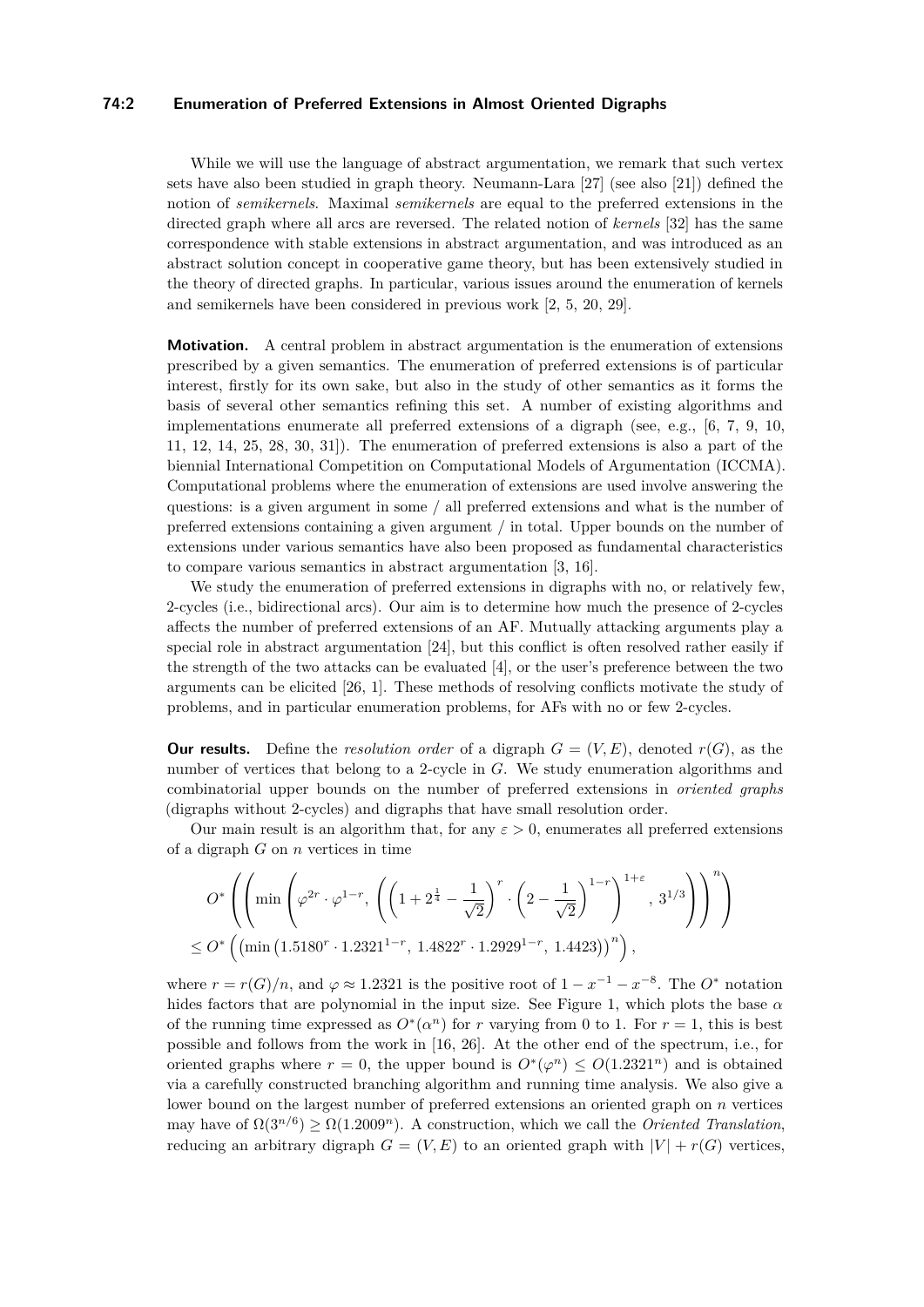While we will use the language of abstract argumentation, we remark that such vertex sets have also been studied in graph theory. Neumann-Lara [27] (see also [21]) defined the notion of *semikernels*. Maximal *semikernels* are equal to the preferred extensions in the directed graph where all arcs are reversed. The related notion of *kernels* [32] has the same correspondence with stable extensions in abstract argumentation, and was introduced as an abstract solution concept in cooperative game theory, but has been extensively studied in the theory of directed graphs. In particular, various issues around the enumeration of kernels and semikernels have been considered in previous work [2, 5, 20, 29].

**Motivation.** A central problem in abstract argumentation is the enumeration of extensions prescribed by a given semantics. The enumeration of preferred extensions is of particular interest, firstly for its own sake, but also in the study of other semantics as it forms the basis of several other semantics refining this set. A number of existing algorithms and implementations enumerate all preferred extensions of a digraph (see, e.g., [6, 7, 9, 10, 11, 12, 14, 25, 28, 30, 31]). The enumeration of preferred extensions is also a part of the biennial International Competition on Computational Models of Argumentation (ICCMA). Computational problems where the enumeration of extensions are used involve answering the questions: is a given argument in some / all preferred extensions and what is the number of preferred extensions containing a given argument / in total. Upper bounds on the number of extensions under various semantics have also been proposed as fundamental characteristics to compare various semantics in abstract argumentation [3, 16].

We study the enumeration of preferred extensions in digraphs with no, or relatively few, 2-cycles (i.e., bidirectional arcs). Our aim is to determine how much the presence of 2-cycles affects the number of preferred extensions of an AF. Mutually attacking arguments play a special role in abstract argumentation [24], but this conflict is often resolved rather easily if the strength of the two attacks can be evaluated [4], or the user's preference between the two arguments can be elicited [26, 1]. These methods of resolving conflicts motivate the study of problems, and in particular enumeration problems, for AFs with no or few 2-cycles.

**Our results.** Define the *resolution order* of a digraph $G = (V, E)$, denoted $r(G)$, as the number of vertices that belong to a 2-cycle in $G$. We study enumeration algorithms and combinatorial upper bounds on the number of preferred extensions in *oriented graphs* (digraphs without 2-cycles) and digraphs that have small resolution order.

Our main result is an algorithm that, for any $\varepsilon > 0$, enumerates all preferred extensions of a digraph $G$ on $n$ vertices in time

$$
\begin{aligned}
&O^*\left(\left(\min\left(\varphi^{2r}\cdot\varphi^{1-r},\ \left(\left(1+2^{\frac{1}{4}}-\frac{1}{\sqrt{2}}\right)^{r}\cdot\left(2-\frac{1}{\sqrt{2}}\right)^{1-r}\right)^{1+\varepsilon},\ 3^{1/3}\right)\right)^{n}\right)\\
&\leq O^*\left(\left(\min\left(1.5180^{r}\cdot 1.2321^{1-r},\ 1.4822^{r}\cdot 1.2929^{1-r},\ 1.4423\right)\right)^{n}\right),
\end{aligned}
$$

where $r = r(G)/n$, and $\varphi \approx 1.2321$ is the positive root of $1 - x^{-1} - x^{-8}$. The $O^*$ notation hides factors that are polynomial in the input size. See Figure 1, which plots the base $\alpha$ of the running time expressed as $O^*(\alpha^n)$ for $r$ varying from 0 to 1. For $r = 1$, this is best possible and follows from the work in [16, 26]. At the other end of the spectrum, i.e., for oriented graphs where $r = 0$, the upper bound is $O^*(\varphi^n) \leq O(1.2321^n)$ and is obtained via a carefully constructed branching algorithm and running time analysis. We also give a lower bound on the largest number of preferred extensions an oriented graph on $n$ vertices may have of $\Omega(3^{n/6}) \geq \Omega(1.2009^n)$. A construction, which we call the *Oriented Translation*, reducing an arbitrary digraph $G = (V, E)$ to an oriented graph with $|V| + r(G)$ vertices,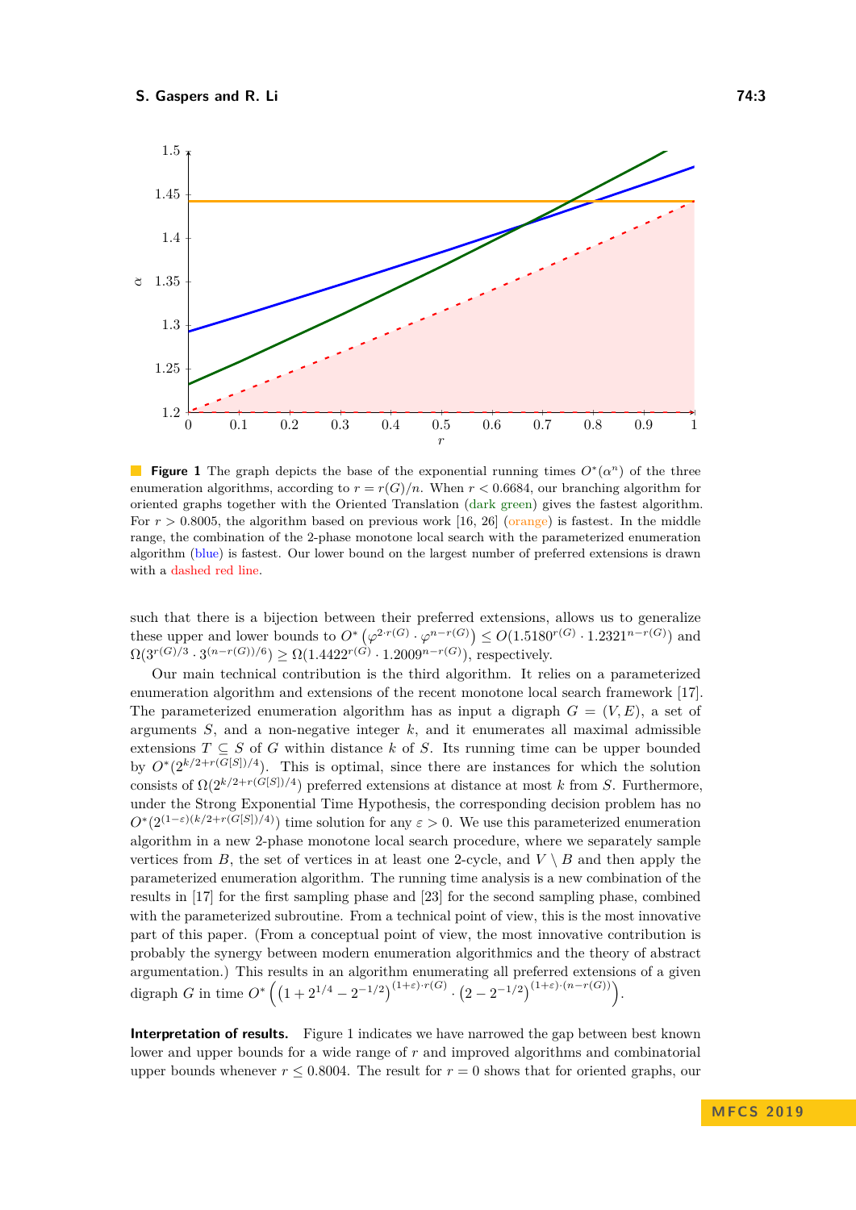**Figure 1** The graph depicts the base of the exponential running times $O^*(\alpha^n)$ of the three enumeration algorithms, according to $r = r(G)/n$. When $r < 0.6684$, our branching algorithm for oriented graphs together with the Oriented Translation (dark green) gives the fastest algorithm. For $r > 0.8005$, the algorithm based on previous work [16, 26] (orange) is fastest. In the middle range, the combination of the 2-phase monotone local search with the parameterized enumeration algorithm (blue) is fastest. Our lower bound on the largest number of preferred extensions is drawn with a dashed red line.

such that there is a bijection between their preferred extensions, allows us to generalize these upper and lower bounds to $O^*\left(\varphi^{2\cdot r(G)} \cdot \varphi^{n-r(G)}\right) \leq O(1.5180^{r(G)} \cdot 1.2321^{n-r(G)})$ and $\Omega(3^{r(G)/3} \cdot 3^{(n-r(G))/6}) \geq \Omega(1.4422^{r(G)} \cdot 1.2009^{n-r(G)})$, respectively.

Our main technical contribution is the third algorithm. It relies on a parameterized enumeration algorithm and extensions of the recent monotone local search framework [17]. The parameterized enumeration algorithm has as input a digraph $G = (V, E)$, a set of arguments $S$, and a non-negative integer $k$, and it enumerates all maximal admissible extensions $T \subseteq S$ of $G$ within distance $k$ of $S$. Its running time can be upper bounded by $O^*(2^{k/2+r(G[S])/4})$. This is optimal, since there are instances for which the solution consists of $\Omega(2^{k/2+r(G[S])/4})$ preferred extensions at distance at most $k$ from $S$. Furthermore, under the Strong Exponential Time Hypothesis, the corresponding decision problem has no $O^*(2^{(1-\varepsilon)(k/2+r(G[S])/4)})$ time solution for any $\varepsilon > 0$. We use this parameterized enumeration algorithm in a new 2-phase monotone local search procedure, where we separately sample vertices from $B$, the set of vertices in at least one 2-cycle, and $V \setminus B$ and then apply the parameterized enumeration algorithm. The running time analysis is a new combination of the results in [17] for the first sampling phase and [23] for the second sampling phase, combined with the parameterized subroutine. From a technical point of view, this is the most innovative part of this paper. (From a conceptual point of view, the most innovative contribution is probably the synergy between modern enumeration algorithmics and the theory of abstract argumentation.) This results in an algorithm enumerating all preferred extensions of a given digraph $G$ in time $O^*\left(\left(1 + 2^{1/4} - 2^{-1/2}\right)^{(1+\varepsilon)\cdot r(G)} \cdot \left(2 - 2^{-1/2}\right)^{(1+\varepsilon)\cdot(n-r(G))}\right)$.

**Interpretation of results.** Figure 1 indicates we have narrowed the gap between best known lower and upper bounds for a wide range of $r$ and improved algorithms and combinatorial upper bounds whenever $r \leq 0.8004$. The result for $r = 0$ shows that for oriented graphs, our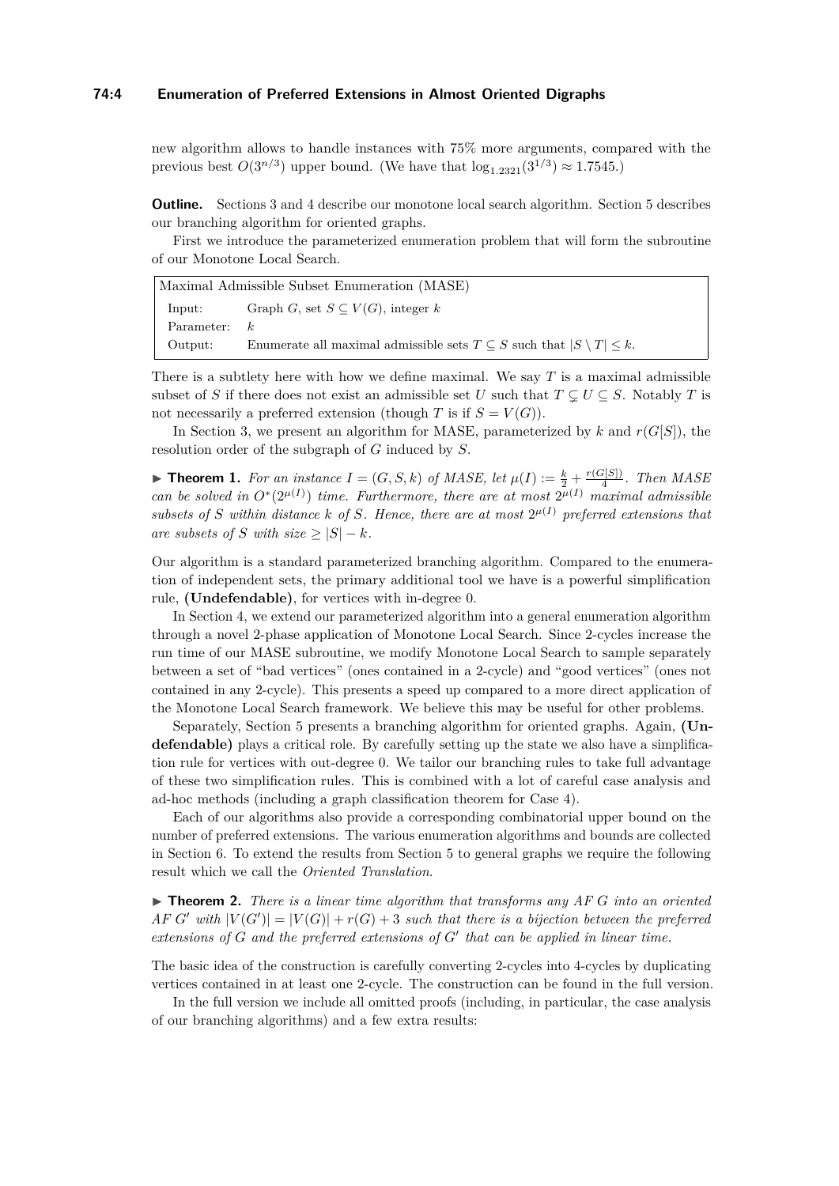new algorithm allows to handle instances with 75% more arguments, compared with the previous best $O(3^{n/3})$ upper bound. (We have that $\log_{1.2321}(3^{1/3}) \approx 1.7545$.)

**Outline.** Sections 3 and 4 describe our monotone local search algorithm. Section 5 describes our branching algorithm for oriented graphs.

First we introduce the parameterized enumeration problem that will form the subroutine of our Monotone Local Search.

| Maximal Admissible Subset Enumeration (MASE) | |
|---|---|
| Input: | Graph $G$, set $S \subseteq V(G)$, integer $k$ |
| Parameter: | $k$ |
| Output: | Enumerate all maximal admissible sets $T \subseteq S$ such that $\lvert S \setminus T\rvert \leq k$. |

There is a subtlety here with how we define maximal. We say $T$ is a maximal admissible subset of $S$ if there does not exist an admissible set $U$ such that $T \subsetneq U \subseteq S$. Notably $T$ is not necessarily a preferred extension (though $T$ is if $S = V(G)$).

In Section 3, we present an algorithm for MASE, parameterized by $k$ and $r(G[S])$, the resolution order of the subgraph of $G$ induced by $S$.

▶ **Theorem 1.** *For an instance $I = (G, S, k)$ of MASE, let $\mu(I) := \frac{k}{2} + \frac{r(G[S])}{4}$. Then MASE can be solved in $O^*(2^{\mu(I)})$ time. Furthermore, there are at most $2^{\mu(I)}$ maximal admissible subsets of $S$ within distance $k$ of $S$. Hence, there are at most $2^{\mu(I)}$ preferred extensions that are subsets of $S$ with size $\geq |S| - k$.*

Our algorithm is a standard parameterized branching algorithm. Compared to the enumeration of independent sets, the primary additional tool we have is a powerful simplification rule, **(Undefendable)**, for vertices with in-degree 0.

In Section 4, we extend our parameterized algorithm into a general enumeration algorithm through a novel 2-phase application of Monotone Local Search. Since 2-cycles increase the run time of our MASE subroutine, we modify Monotone Local Search to sample separately between a set of "bad vertices" (ones contained in a 2-cycle) and "good vertices" (ones not contained in any 2-cycle). This presents a speed up compared to a more direct application of the Monotone Local Search framework. We believe this may be useful for other problems.

Separately, Section 5 presents a branching algorithm for oriented graphs. Again, **(Undefendable)** plays a critical role. By carefully setting up the state we also have a simplification rule for vertices with out-degree 0. We tailor our branching rules to take full advantage of these two simplification rules. This is combined with a lot of careful case analysis and ad-hoc methods (including a graph classification theorem for Case 4).

Each of our algorithms also provide a corresponding combinatorial upper bound on the number of preferred extensions. The various enumeration algorithms and bounds are collected in Section 6. To extend the results from Section 5 to general graphs we require the following result which we call the *Oriented Translation*.

▶ **Theorem 2.** *There is a linear time algorithm that transforms any AF $G$ into an oriented AF $G'$ with $|V(G')| = |V(G)| + r(G) + 3$ such that there is a bijection between the preferred extensions of $G$ and the preferred extensions of $G'$ that can be applied in linear time.*

The basic idea of the construction is carefully converting 2-cycles into 4-cycles by duplicating vertices contained in at least one 2-cycle. The construction can be found in the full version.

In the full version we include all omitted proofs (including, in particular, the case analysis of our branching algorithms) and a few extra results: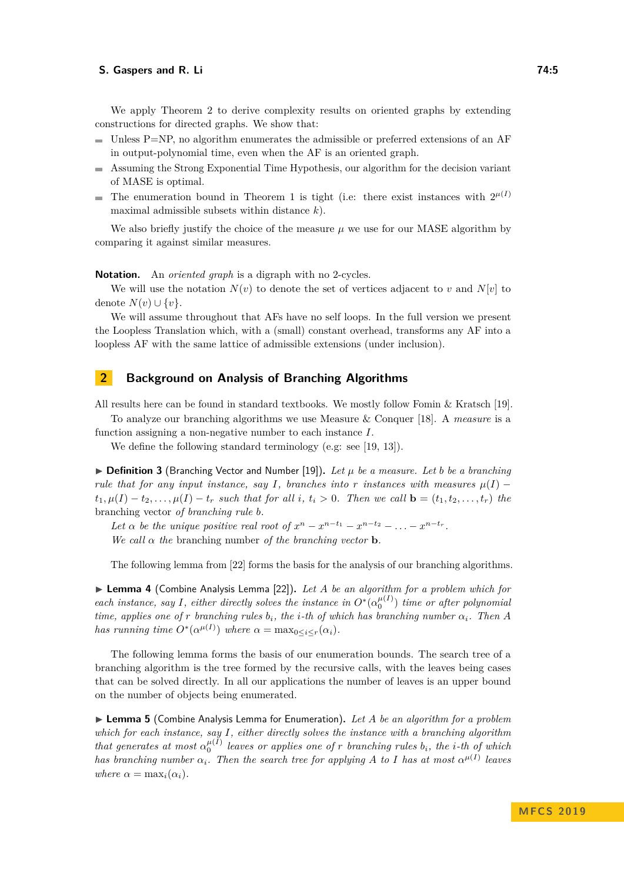We apply Theorem 2 to derive complexity results on oriented graphs by extending constructions for directed graphs. We show that:

- Unless P=NP, no algorithm enumerates the admissible or preferred extensions of an AF in output-polynomial time, even when the AF is an oriented graph.
- Assuming the Strong Exponential Time Hypothesis, our algorithm for the decision variant of MASE is optimal.
- The enumeration bound in Theorem 1 is tight (i.e: there exist instances with $2^{\mu(I)}$ maximal admissible subsets within distance $k$).

We also briefly justify the choice of the measure $\mu$ we use for our MASE algorithm by comparing it against similar measures.

**Notation.** An *oriented graph* is a digraph with no 2-cycles.

We will use the notation $N(v)$ to denote the set of vertices adjacent to $v$ and $N[v]$ to denote $N(v) \cup \{v\}$.

We will assume throughout that AFs have no self loops. In the full version we present the Loopless Translation which, with a (small) constant overhead, transforms any AF into a loopless AF with the same lattice of admissible extensions (under inclusion).

## 2 Background on Analysis of Branching Algorithms

All results here can be found in standard textbooks. We mostly follow Fomin & Kratsch [19].

To analyze our branching algorithms we use Measure & Conquer [18]. A *measure* is a function assigning a non-negative number to each instance $I$.

We define the following standard terminology (e.g: see [19, 13]).

▶ **Definition 3** (Branching Vector and Number [19]). *Let $\mu$ be a measure. Let $b$ be a branching rule that for any input instance, say $I$, branches into $r$ instances with measures $\mu(I) - t_1, \mu(I) - t_2, \ldots, \mu(I) - t_r$ such that for all $i$, $t_i > 0$. Then we call $\mathbf{b} = (t_1, t_2, \ldots, t_r)$ the* branching vector *of branching rule $b$.*

*Let $\alpha$ be the unique positive real root of $x^n - x^{n-t_1} - x^{n-t_2} - \ldots - x^{n-t_r}$.*

*We call $\alpha$ the* branching number *of the branching vector* $\mathbf{b}$.

The following lemma from [22] forms the basis for the analysis of our branching algorithms.

▶ **Lemma 4** (Combine Analysis Lemma [22]). *Let $A$ be an algorithm for a problem which for each instance, say $I$, either directly solves the instance in $O^*(\alpha_0^{\mu(I)})$ time or after polynomial time, applies one of $r$ branching rules $b_i$, the $i$-th of which has branching number $\alpha_i$. Then $A$ has running time $O^*(\alpha^{\mu(I)})$ where $\alpha = \max_{0 \leq i \leq r}(\alpha_i)$.*

The following lemma forms the basis of our enumeration bounds. The search tree of a branching algorithm is the tree formed by the recursive calls, with the leaves being cases that can be solved directly. In all our applications the number of leaves is an upper bound on the number of objects being enumerated.

▶ **Lemma 5** (Combine Analysis Lemma for Enumeration). *Let $A$ be an algorithm for a problem which for each instance, say $I$, either directly solves the instance with a branching algorithm that generates at most $\alpha_0^{\mu(I)}$ leaves or applies one of $r$ branching rules $b_i$, the $i$-th of which has branching number $\alpha_i$. Then the search tree for applying $A$ to $I$ has at most $\alpha^{\mu(I)}$ leaves where $\alpha = \max_i(\alpha_i)$.*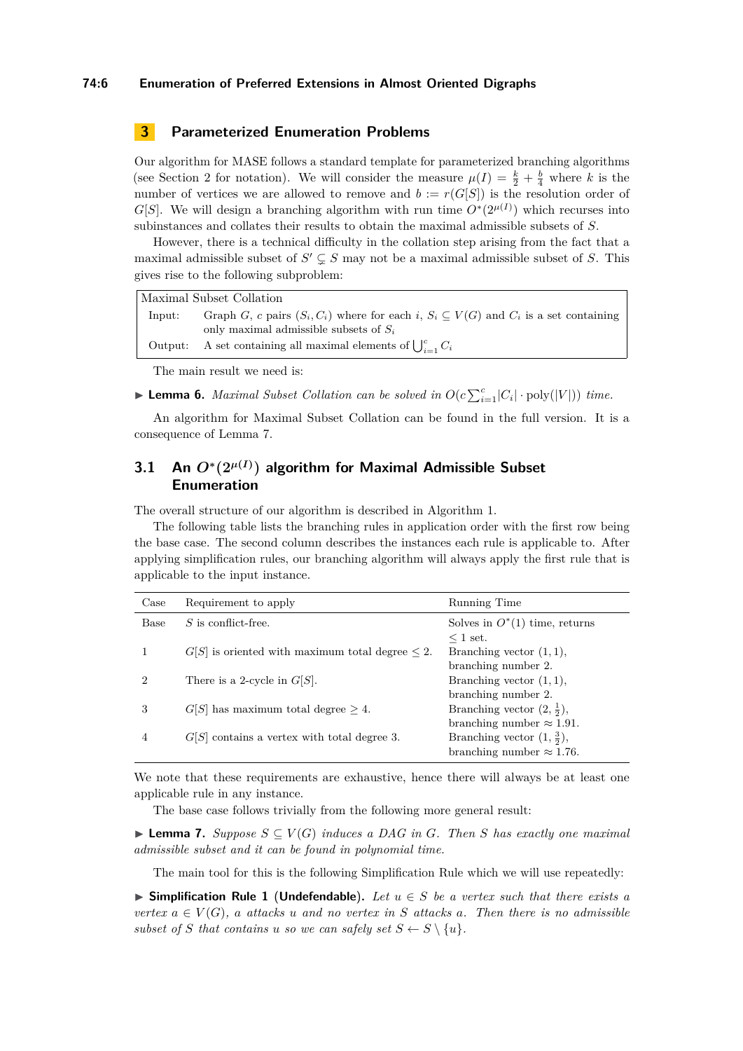## 3 Parameterized Enumeration Problems

Our algorithm for MASE follows a standard template for parameterized branching algorithms (see Section 2 for notation). We will consider the measure $\mu(I) = \frac{k}{2} + \frac{b}{4}$ where $k$ is the number of vertices we are allowed to remove and $b := r(G[S])$ is the resolution order of $G[S]$. We will design a branching algorithm with run time $O^*(2^{\mu(I)})$ which recurses into subinstances and collates their results to obtain the maximal admissible subsets of $S$.

However, there is a technical difficulty in the collation step arising from the fact that a maximal admissible subset of $S' \subsetneq S$ may not be a maximal admissible subset of $S$. This gives rise to the following subproblem:

| Maximal Subset Collation | |
|---|---|
| Input: | Graph $G$, $c$ pairs $(S_i, C_i)$ where for each $i$, $S_i \subseteq V(G)$ and $C_i$ is a set containing only maximal admissible subsets of $S_i$ |
| Output: | A set containing all maximal elements of $\bigcup_{i=1}^{c} C_i$ |

The main result we need is:

▶ **Lemma 6.** *Maximal Subset Collation can be solved in $O(c\sum_{i=1}^{c}|C_i| \cdot \text{poly}(|V|))$ time.*

An algorithm for Maximal Subset Collation can be found in the full version. It is a consequence of Lemma 7.

### 3.1 An $O^*(2^{\mu(I)})$ algorithm for Maximal Admissible Subset Enumeration

The overall structure of our algorithm is described in Algorithm 1.

The following table lists the branching rules in application order with the first row being the base case. The second column describes the instances each rule is applicable to. After applying simplification rules, our branching algorithm will always apply the first rule that is applicable to the input instance.

| Case | Requirement to apply | Running Time |
|---|---|---|
| Base | $S$ is conflict-free. | Solves in $O^*(1)$ time, returns $\leq 1$ set. |
| 1 | $G[S]$ is oriented with maximum total degree $\leq 2$. | Branching vector $(1, 1)$, branching number 2. |
| 2 | There is a 2-cycle in $G[S]$. | Branching vector $(1, 1)$, branching number 2. |
| 3 | $G[S]$ has maximum total degree $\geq 4$. | Branching vector $(2, \frac{1}{2})$, branching number $\approx 1.91$. |
| 4 | $G[S]$ contains a vertex with total degree 3. | Branching vector $(1, \frac{3}{2})$, branching number $\approx 1.76$. |

We note that these requirements are exhaustive, hence there will always be at least one applicable rule in any instance.

The base case follows trivially from the following more general result:

▶ **Lemma 7.** *Suppose $S \subseteq V(G)$ induces a DAG in $G$. Then $S$ has exactly one maximal admissible subset and it can be found in polynomial time.*

The main tool for this is the following Simplification Rule which we will use repeatedly:

▶ **Simplification Rule 1** (**Undefendable**)**.** *Let $u \in S$ be a vertex such that there exists a vertex $a \in V(G)$, $a$ attacks $u$ and no vertex in $S$ attacks $a$. Then there is no admissible subset of $S$ that contains $u$ so we can safely set $S \leftarrow S \setminus \{u\}$.*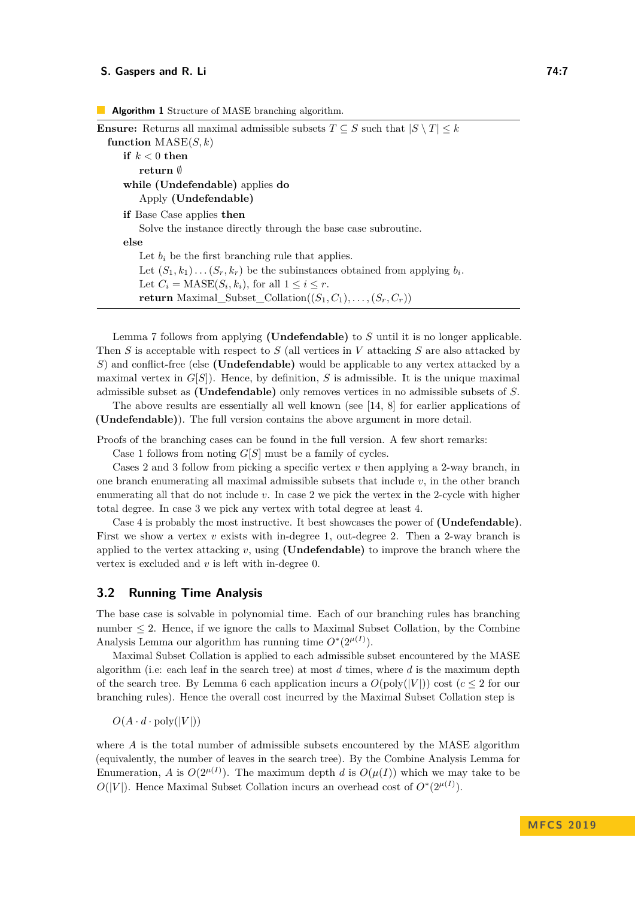**Algorithm 1** Structure of MASE branching algorithm.

```
Ensure: Returns all maximal admissible subsets T ⊆ S such that |S \ T| ≤ k
  function MASE(S, k)
    if k < 0 then
      return ∅
    while (Undefendable) applies do
      Apply (Undefendable)
    if Base Case applies then
      Solve the instance directly through the base case subroutine.
    else
      Let b_i be the first branching rule that applies.
      Let (S_1, k_1) ... (S_r, k_r) be the subinstances obtained from applying b_i.
      Let C_i = MASE(S_i, k_i), for all 1 ≤ i ≤ r.
      return Maximal_Subset_Collation((S_1, C_1), ..., (S_r, C_r))
```

Lemma 7 follows from applying **(Undefendable)** to $S$ until it is no longer applicable. Then $S$ is acceptable with respect to $S$ (all vertices in $V$ attacking $S$ are also attacked by $S$) and conflict-free (else **(Undefendable)** would be applicable to any vertex attacked by a maximal vertex in $G[S]$). Hence, by definition, $S$ is admissible. It is the unique maximal admissible subset as **(Undefendable)** only removes vertices in no admissible subsets of $S$.

The above results are essentially all well known (see [14, 8] for earlier applications of **(Undefendable)**). The full version contains the above argument in more detail.

Proofs of the branching cases can be found in the full version. A few short remarks:

Case 1 follows from noting $G[S]$ must be a family of cycles.

Cases 2 and 3 follow from picking a specific vertex $v$ then applying a 2-way branch, in one branch enumerating all maximal admissible subsets that include $v$, in the other branch enumerating all that do not include $v$. In case 2 we pick the vertex in the 2-cycle with higher total degree. In case 3 we pick any vertex with total degree at least 4.

Case 4 is probably the most instructive. It best showcases the power of **(Undefendable)**. First we show a vertex $v$ exists with in-degree 1, out-degree 2. Then a 2-way branch is applied to the vertex attacking $v$, using **(Undefendable)** to improve the branch where the vertex is excluded and $v$ is left with in-degree 0.

## 3.2 Running Time Analysis

The base case is solvable in polynomial time. Each of our branching rules has branching number $\leq 2$. Hence, if we ignore the calls to Maximal Subset Collation, by the Combine Analysis Lemma our algorithm has running time $O^*(2^{\mu(I)})$.

Maximal Subset Collation is applied to each admissible subset encountered by the MASE algorithm (i.e: each leaf in the search tree) at most $d$ times, where $d$ is the maximum depth of the search tree. By Lemma 6 each application incurs a $O(\text{poly}(|V|))$ cost ($c \leq 2$ for our branching rules). Hence the overall cost incurred by the Maximal Subset Collation step is

$$O(A \cdot d \cdot \text{poly}(|V|))$$

where $A$ is the total number of admissible subsets encountered by the MASE algorithm (equivalently, the number of leaves in the search tree). By the Combine Analysis Lemma for Enumeration, $A$ is $O(2^{\mu(I)})$. The maximum depth $d$ is $O(\mu(I))$ which we may take to be $O(|V|)$. Hence Maximal Subset Collation incurs an overhead cost of $O^*(2^{\mu(I)})$.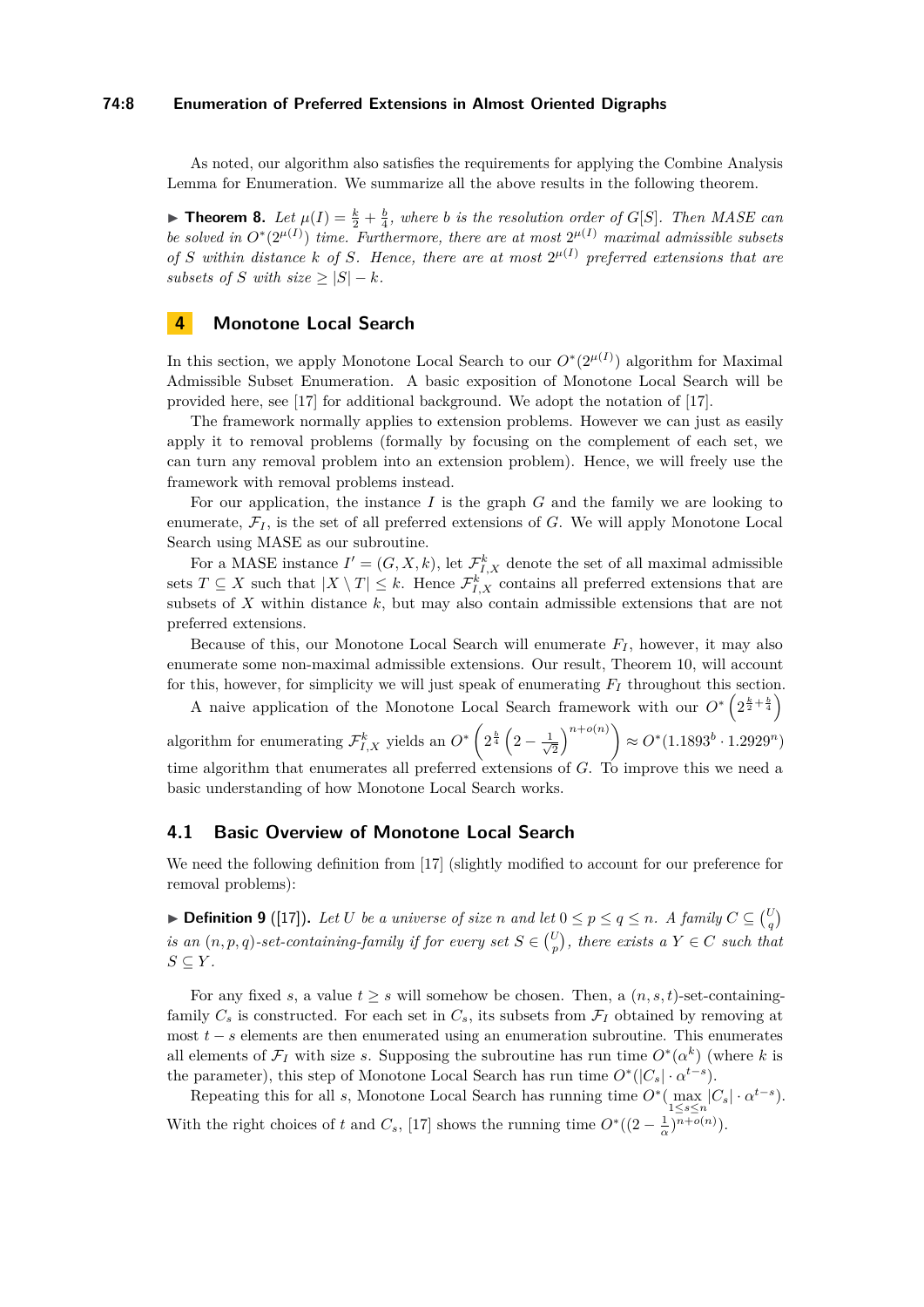As noted, our algorithm also satisfies the requirements for applying the Combine Analysis Lemma for Enumeration. We summarize all the above results in the following theorem.

▶ **Theorem 8.** *Let $\mu(I) = \frac{k}{2} + \frac{b}{4}$, where $b$ is the resolution order of $G[S]$. Then MASE can be solved in $O^*(2^{\mu(I)})$ time. Furthermore, there are at most $2^{\mu(I)}$ maximal admissible subsets of $S$ within distance $k$ of $S$. Hence, there are at most $2^{\mu(I)}$ preferred extensions that are subsets of $S$ with size $\geq |S| - k$.*

## 4 Monotone Local Search

In this section, we apply Monotone Local Search to our $O^*(2^{\mu(I)})$ algorithm for Maximal Admissible Subset Enumeration. A basic exposition of Monotone Local Search will be provided here, see [17] for additional background. We adopt the notation of [17].

The framework normally applies to extension problems. However we can just as easily apply it to removal problems (formally by focusing on the complement of each set, we can turn any removal problem into an extension problem). Hence, we will freely use the framework with removal problems instead.

For our application, the instance $I$ is the graph $G$ and the family we are looking to enumerate, $\mathcal{F}_I$, is the set of all preferred extensions of $G$. We will apply Monotone Local Search using MASE as our subroutine.

For a MASE instance $I' = (G, X, k)$, let $\mathcal{F}^k_{I,X}$ denote the set of all maximal admissible sets $T \subseteq X$ such that $|X \setminus T| \leq k$. Hence $\mathcal{F}^k_{I,X}$ contains all preferred extensions that are subsets of $X$ within distance $k$, but may also contain admissible extensions that are not preferred extensions.

Because of this, our Monotone Local Search will enumerate $F_I$, however, it may also enumerate some non-maximal admissible extensions. Our result, Theorem 10, will account for this, however, for simplicity we will just speak of enumerating $F_I$ throughout this section.

A naive application of the Monotone Local Search framework with our $O^*\left(2^{\frac{k}{2}+\frac{b}{4}}\right)$ algorithm for enumerating $\mathcal{F}^k_{I,X}$ yields an $O^*\left(2^{\frac{b}{4}}\left(2 - \frac{1}{\sqrt{2}}\right)^{n+o(n)}\right) \approx O^*(1.1893^b \cdot 1.2929^n)$ time algorithm that enumerates all preferred extensions of $G$. To improve this we need a basic understanding of how Monotone Local Search works.

### 4.1 Basic Overview of Monotone Local Search

We need the following definition from [17] (slightly modified to account for our preference for removal problems):

▶ **Definition 9** ([17]). *Let $U$ be a universe of size $n$ and let $0 \leq p \leq q \leq n$. A family $C \subseteq \binom{U}{q}$ is an $(n, p, q)$-set-containing-family if for every set $S \in \binom{U}{p}$, there exists a $Y \in C$ such that $S \subseteq Y$.*

For any fixed $s$, a value $t \geq s$ will somehow be chosen. Then, a $(n, s, t)$-set-containing-family $C_s$ is constructed. For each set in $C_s$, its subsets from $\mathcal{F}_I$ obtained by removing at most $t - s$ elements are then enumerated using an enumeration subroutine. This enumerates all elements of $\mathcal{F}_I$ with size $s$. Supposing the subroutine has run time $O^*(\alpha^k)$ (where $k$ is the parameter), this step of Monotone Local Search has run time $O^*(|C_s| \cdot \alpha^{t-s})$.

Repeating this for all $s$, Monotone Local Search has running time $O^*(\max_{1 \leq s \leq n} |C_s| \cdot \alpha^{t-s})$. With the right choices of $t$ and $C_s$, [17] shows the running time $O^*((2 - \frac{1}{\alpha})^{n+o(n)})$.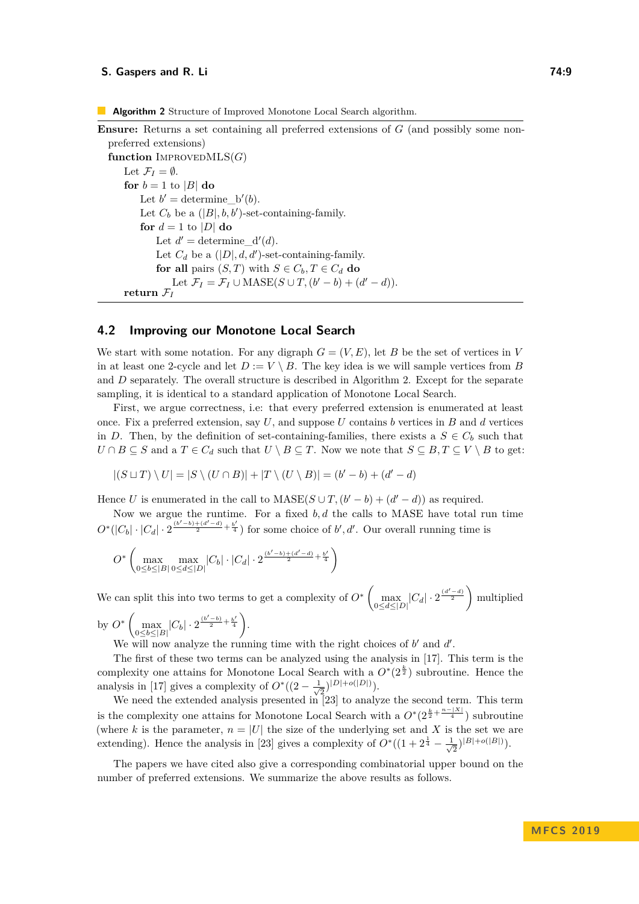**Algorithm 2** Structure of Improved Monotone Local Search algorithm.

```
Ensure: Returns a set containing all preferred extensions of G (and possibly some non-
  preferred extensions)
  function ImprovedMLS(G)
      Let F_I = ∅.
      for b = 1 to |B| do
          Let b' = determine_b'(b).
          Let C_b be a (|B|, b, b')-set-containing-family.
          for d = 1 to |D| do
              Let d' = determine_d'(d).
              Let C_d be a (|D|, d, d')-set-containing-family.
              for all pairs (S, T) with S ∈ C_b, T ∈ C_d do
                  Let F_I = F_I ∪ MASE(S ∪ T, (b' − b) + (d' − d)).
      return F_I
```

## 4.2 Improving our Monotone Local Search

We start with some notation. For any digraph $G = (V, E)$, let $B$ be the set of vertices in $V$ in at least one 2-cycle and let $D := V \setminus B$. The key idea is we will sample vertices from $B$ and $D$ separately. The overall structure is described in Algorithm 2. Except for the separate sampling, it is identical to a standard application of Monotone Local Search.

First, we argue correctness, i.e: that every preferred extension is enumerated at least once. Fix a preferred extension, say $U$, and suppose $U$ contains $b$ vertices in $B$ and $d$ vertices in $D$. Then, by the definition of set-containing-families, there exists a $S \in C_b$ such that $U \cap B \subseteq S$ and a $T \in C_d$ such that $U \setminus B \subseteq T$. Now we note that $S \subseteq B, T \subseteq V \setminus B$ to get:

$$|(S \sqcup T) \setminus U| = |S \setminus (U \cap B)| + |T \setminus (U \setminus B)| = (b' - b) + (d' - d)$$

Hence $U$ is enumerated in the call to $\text{MASE}(S \cup T, (b' - b) + (d' - d))$ as required.

Now we argue the runtime. For a fixed $b, d$ the calls to MASE have total run time $O^*(|C_b| \cdot |C_d| \cdot 2^{\frac{(b'-b)+(d'-d)}{2} + \frac{b'}{4}})$ for some choice of $b', d'$. Our overall running time is

$$O^*\left(\max_{0 \le b \le |B|} \max_{0 \le d \le |D|} |C_b| \cdot |C_d| \cdot 2^{\frac{(b'-b)+(d'-d)}{2} + \frac{b'}{4}}\right)$$

We can split this into two terms to get a complexity of $O^*\left(\max_{0 \le d \le |D|} |C_d| \cdot 2^{\frac{(d'-d)}{2}}\right)$ multiplied by $O^*\left(\max_{0 \le b \le |B|} |C_b| \cdot 2^{\frac{(b'-b)}{2} + \frac{b'}{4}}\right)$.

We will now analyze the running time with the right choices of $b'$ and $d'$.

The first of these two terms can be analyzed using the analysis in [17]. This term is the complexity one attains for Monotone Local Search with a $O^*(2^{\frac{k}{2}})$ subroutine. Hence the analysis in [17] gives a complexity of $O^*((2 - \frac{1}{\sqrt{2}})^{|D| + o(|D|)})$.

We need the extended analysis presented in [23] to analyze the second term. This term is the complexity one attains for Monotone Local Search with a $O^*(2^{\frac{k}{2} + \frac{n-|X|}{4}})$ subroutine (where $k$ is the parameter, $n = |U|$ the size of the underlying set and $X$ is the set we are extending). Hence the analysis in [23] gives a complexity of $O^*((1 + 2^{\frac{1}{4}} - \frac{1}{\sqrt{2}})^{|B| + o(|B|)})$.

The papers we have cited also give a corresponding combinatorial upper bound on the number of preferred extensions. We summarize the above results as follows.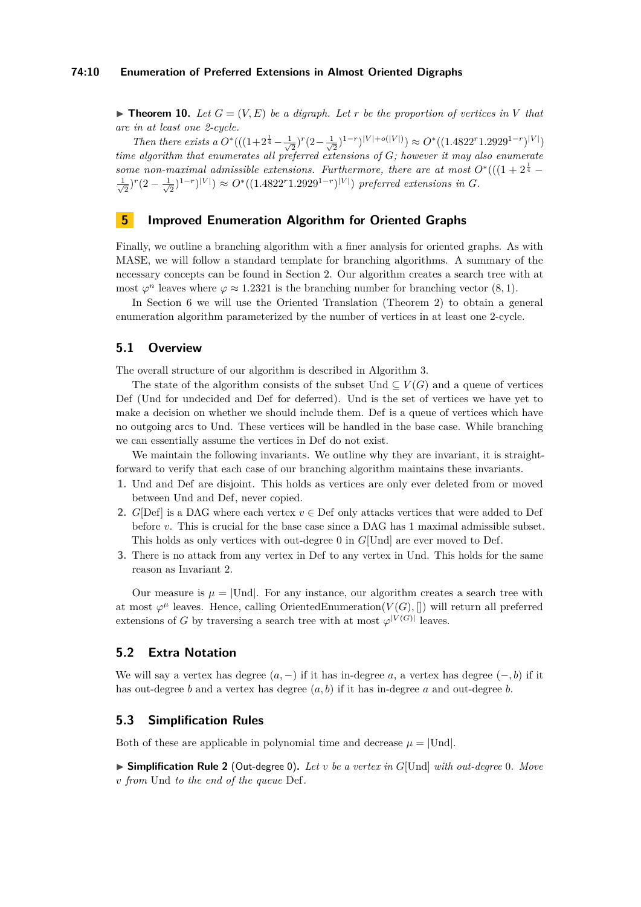▶ **Theorem 10.** *Let $G = (V, E)$ be a digraph. Let $r$ be the proportion of vertices in $V$ that are in at least one 2-cycle.*

*Then there exists a $O^*(((1+2^{\frac{1}{4}}-\frac{1}{\sqrt{2}})^r(2-\frac{1}{\sqrt{2}})^{1-r})^{|V|+o(|V|)}) \approx O^*((1.4822^r 1.2929^{1-r})^{|V|})$ time algorithm that enumerates all preferred extensions of $G$; however it may also enumerate some non-maximal admissible extensions. Furthermore, there are at most $O^*(((1+2^{\frac{1}{4}}-\frac{1}{\sqrt{2}})^r(2-\frac{1}{\sqrt{2}})^{1-r})^{|V|}) \approx O^*((1.4822^r 1.2929^{1-r})^{|V|})$ preferred extensions in $G$.*

# 5 Improved Enumeration Algorithm for Oriented Graphs

Finally, we outline a branching algorithm with a finer analysis for oriented graphs. As with MASE, we will follow a standard template for branching algorithms. A summary of the necessary concepts can be found in Section 2. Our algorithm creates a search tree with at most $\varphi^n$ leaves where $\varphi \approx 1.2321$ is the branching number for branching vector $(8, 1)$.

In Section 6 we will use the Oriented Translation (Theorem 2) to obtain a general enumeration algorithm parameterized by the number of vertices in at least one 2-cycle.

## 5.1 Overview

The overall structure of our algorithm is described in Algorithm 3.

The state of the algorithm consists of the subset Und $\subseteq V(G)$ and a queue of vertices Def (Und for undecided and Def for deferred). Und is the set of vertices we have yet to make a decision on whether we should include them. Def is a queue of vertices which have no outgoing arcs to Und. These vertices will be handled in the base case. While branching we can essentially assume the vertices in Def do not exist.

We maintain the following invariants. We outline why they are invariant, it is straightforward to verify that each case of our branching algorithm maintains these invariants.

1. Und and Def are disjoint. This holds as vertices are only ever deleted from or moved between Und and Def, never copied.
2. $G[\text{Def}]$ is a DAG where each vertex $v \in$ Def only attacks vertices that were added to Def before $v$. This is crucial for the base case since a DAG has 1 maximal admissible subset. This holds as only vertices with out-degree 0 in $G[\text{Und}]$ are ever moved to Def.
3. There is no attack from any vertex in Def to any vertex in Und. This holds for the same reason as Invariant 2.

Our measure is $\mu = |\text{Und}|$. For any instance, our algorithm creates a search tree with at most $\varphi^\mu$ leaves. Hence, calling OrientedEnumeration($V(G)$, []) will return all preferred extensions of $G$ by traversing a search tree with at most $\varphi^{|V(G)|}$ leaves.

## 5.2 Extra Notation

We will say a vertex has degree $(a, -)$ if it has in-degree $a$, a vertex has degree $(-, b)$ if it has out-degree $b$ and a vertex has degree $(a, b)$ if it has in-degree $a$ and out-degree $b$.

## 5.3 Simplification Rules

Both of these are applicable in polynomial time and decrease $\mu = |\text{Und}|$.

▶ **Simplification Rule 2** (Out-degree 0)**.** *Let $v$ be a vertex in $G[\text{Und}]$ with out-degree 0. Move $v$ from Und to the end of the queue Def.*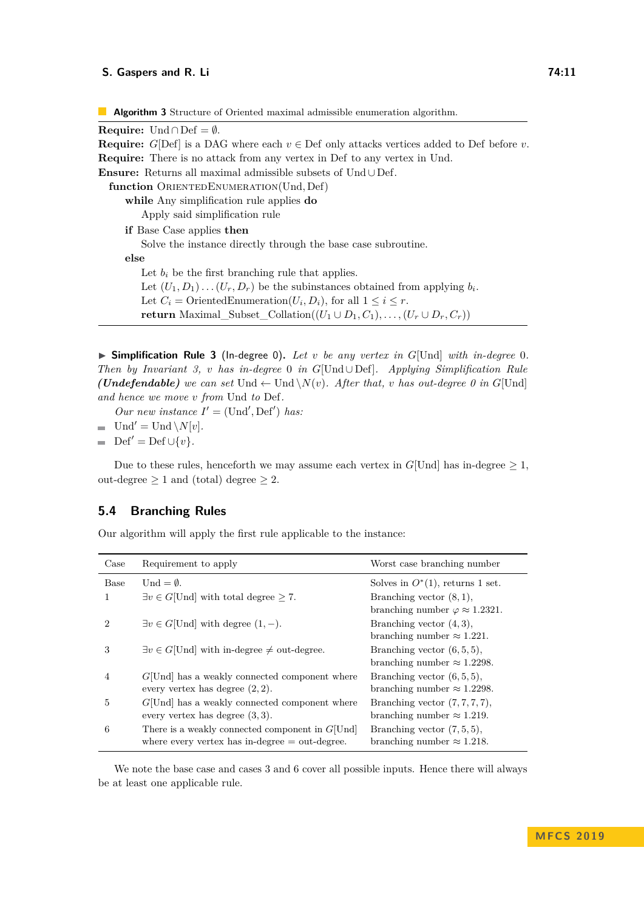**Algorithm 3** Structure of Oriented maximal admissible enumeration algorithm.

**Require:** $\text{Und} \cap \text{Def} = \emptyset$.
**Require:** $G[\text{Def}]$ is a DAG where each $v \in \text{Def}$ only attacks vertices added to Def before $v$.
**Require:** There is no attack from any vertex in Def to any vertex in Und.
**Ensure:** Returns all maximal admissible subsets of $\text{Und} \cup \text{Def}$.

```
function OrientedEnumeration(Und, Def)
    while Any simplification rule applies do
        Apply said simplification rule
    if Base Case applies then
        Solve the instance directly through the base case subroutine.
    else
        Let b_i be the first branching rule that applies.
        Let (U_1, D_1) ... (U_r, D_r) be the subinstances obtained from applying b_i.
        Let C_i = OrientedEnumeration(U_i, D_i), for all 1 ≤ i ≤ r.
        return Maximal_Subset_Collation((U_1 ∪ D_1, C_1), ..., (U_r ∪ D_r, C_r))
```

▶ **Simplification Rule 3** (In-degree 0)**.** *Let $v$ be any vertex in $G[\text{Und}]$ with in-degree 0. Then by Invariant 3, $v$ has in-degree 0 in $G[\text{Und} \cup \text{Def}]$. Applying Simplification Rule **(Undefendable)** we can set $\text{Und} \leftarrow \text{Und} \setminus N(v)$. After that, $v$ has out-degree 0 in $G[\text{Und}]$ and hence we move $v$ from Und to Def.*

*Our new instance $I' = (\text{Und}', \text{Def}')$ has:*

- $\text{Und}' = \text{Und} \setminus N[v]$.
- $\text{Def}' = \text{Def} \cup \{v\}$.

Due to these rules, henceforth we may assume each vertex in $G[\text{Und}]$ has in-degree $\geq 1$, out-degree $\geq 1$ and (total) degree $\geq 2$.

## 5.4 Branching Rules

Our algorithm will apply the first rule applicable to the instance:

| Case | Requirement to apply | Worst case branching number |
|---|---|---|
| Base | $\text{Und} = \emptyset$. | Solves in $O^*(1)$, returns 1 set. |
| 1 | $\exists v \in G[\text{Und}]$ with total degree $\geq 7$. | Branching vector $(8, 1)$, branching number $\varphi \approx 1.2321$. |
| 2 | $\exists v \in G[\text{Und}]$ with degree $(1, -)$. | Branching vector $(4, 3)$, branching number $\approx 1.221$. |
| 3 | $\exists v \in G[\text{Und}]$ with in-degree $\neq$ out-degree. | Branching vector $(6, 5, 5)$, branching number $\approx 1.2298$. |
| 4 | $G[\text{Und}]$ has a weakly connected component where every vertex has degree $(2, 2)$. | Branching vector $(6, 5, 5)$, branching number $\approx 1.2298$. |
| 5 | $G[\text{Und}]$ has a weakly connected component where every vertex has degree $(3, 3)$. | Branching vector $(7, 7, 7, 7)$, branching number $\approx 1.219$. |
| 6 | There is a weakly connected component in $G[\text{Und}]$ where every vertex has in-degree = out-degree. | Branching vector $(7, 5, 5)$, branching number $\approx 1.218$. |

We note the base case and cases 3 and 6 cover all possible inputs. Hence there will always be at least one applicable rule.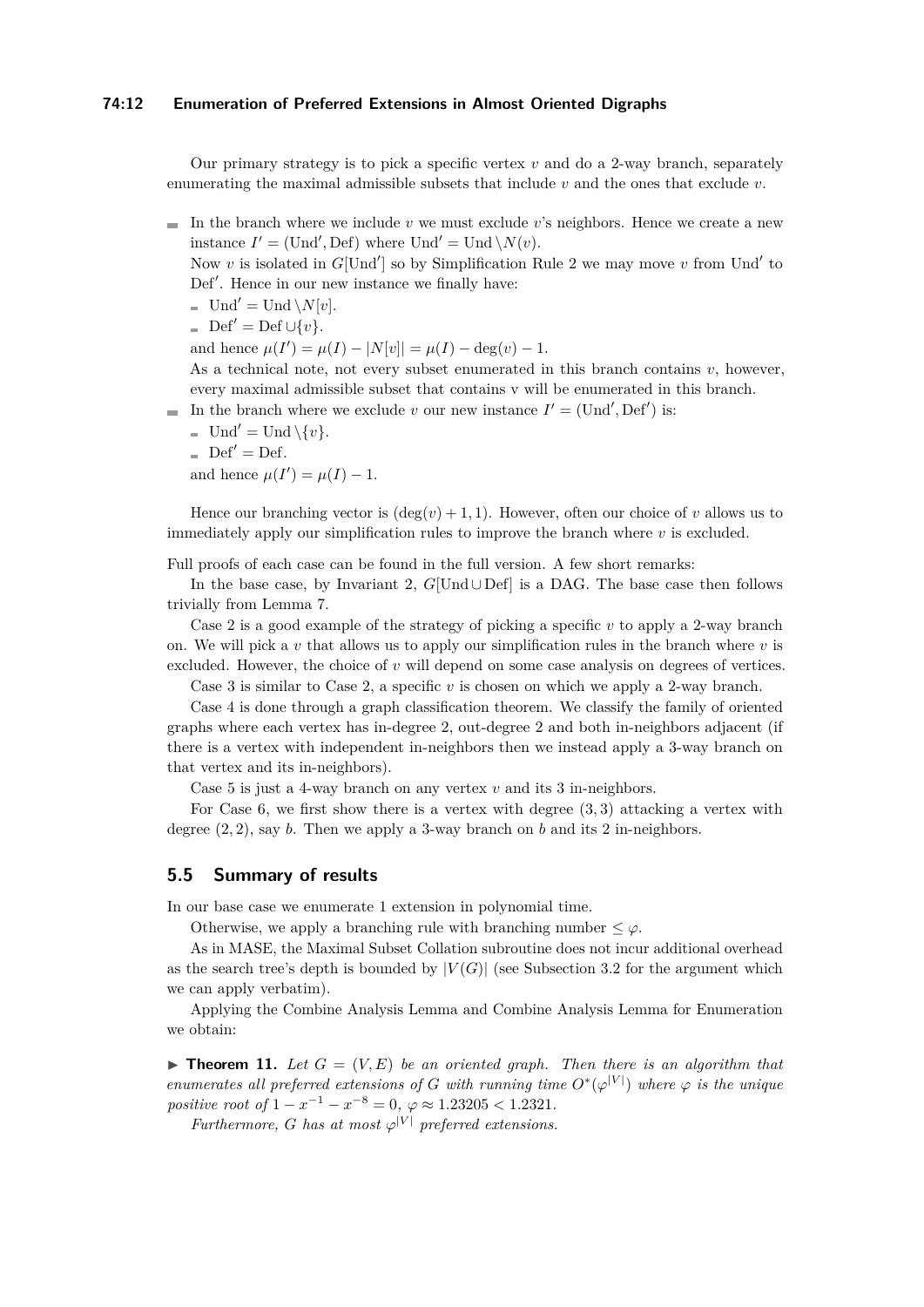Our primary strategy is to pick a specific vertex $v$ and do a 2-way branch, separately enumerating the maximal admissible subsets that include $v$ and the ones that exclude $v$.

- In the branch where we include $v$ we must exclude $v$'s neighbors. Hence we create a new instance $I' = (\text{Und}', \text{Def})$ where $\text{Und}' = \text{Und} \setminus N(v)$.
  Now $v$ is isolated in $G[\text{Und}']$ so by Simplification Rule 2 we may move $v$ from $\text{Und}'$ to $\text{Def}'$. Hence in our new instance we finally have:
  - $\text{Und}' = \text{Und} \setminus N[v]$.
  - $\text{Def}' = \text{Def} \cup \{v\}$.

  and hence $\mu(I') = \mu(I) - |N[v]| = \mu(I) - \deg(v) - 1$.
  As a technical note, not every subset enumerated in this branch contains $v$, however, every maximal admissible subset that contains v will be enumerated in this branch.
- In the branch where we exclude $v$ our new instance $I' = (\text{Und}', \text{Def}')$ is:
  - $\text{Und}' = \text{Und} \setminus \{v\}$.
  - $\text{Def}' = \text{Def}$.

  and hence $\mu(I') = \mu(I) - 1$.

Hence our branching vector is $(\deg(v) + 1, 1)$. However, often our choice of $v$ allows us to immediately apply our simplification rules to improve the branch where $v$ is excluded.

Full proofs of each case can be found in the full version. A few short remarks:

In the base case, by Invariant 2, $G[\text{Und} \cup \text{Def}]$ is a DAG. The base case then follows trivially from Lemma 7.

Case 2 is a good example of the strategy of picking a specific $v$ to apply a 2-way branch on. We will pick a $v$ that allows us to apply our simplification rules in the branch where $v$ is excluded. However, the choice of $v$ will depend on some case analysis on degrees of vertices.

Case 3 is similar to Case 2, a specific $v$ is chosen on which we apply a 2-way branch.

Case 4 is done through a graph classification theorem. We classify the family of oriented graphs where each vertex has in-degree 2, out-degree 2 and both in-neighbors adjacent (if there is a vertex with independent in-neighbors then we instead apply a 3-way branch on that vertex and its in-neighbors).

Case 5 is just a 4-way branch on any vertex $v$ and its 3 in-neighbors.

For Case 6, we first show there is a vertex with degree $(3, 3)$ attacking a vertex with degree $(2, 2)$, say $b$. Then we apply a 3-way branch on $b$ and its 2 in-neighbors.

## 5.5 Summary of results

In our base case we enumerate 1 extension in polynomial time.

Otherwise, we apply a branching rule with branching number $\leq \varphi$.

As in MASE, the Maximal Subset Collation subroutine does not incur additional overhead as the search tree's depth is bounded by $|V(G)|$ (see Subsection 3.2 for the argument which we can apply verbatim).

Applying the Combine Analysis Lemma and Combine Analysis Lemma for Enumeration we obtain:

▶ **Theorem 11.** *Let $G = (V, E)$ be an oriented graph. Then there is an algorithm that enumerates all preferred extensions of $G$ with running time $O^*(\varphi^{|V|})$ where $\varphi$ is the unique positive root of $1 - x^{-1} - x^{-8} = 0$, $\varphi \approx 1.23205 < 1.2321$.*

*Furthermore, $G$ has at most $\varphi^{|V|}$ preferred extensions.*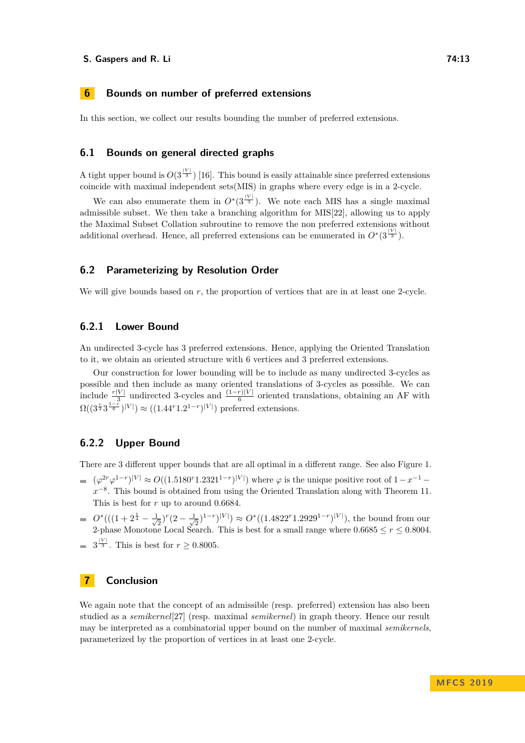## 6 Bounds on number of preferred extensions

In this section, we collect our results bounding the number of preferred extensions.

### 6.1 Bounds on general directed graphs

A tight upper bound is $O(3^{\frac{|V|}{3}})$ [16]. This bound is easily attainable since preferred extensions coincide with maximal independent sets(MIS) in graphs where every edge is in a 2-cycle.

We can also enumerate them in $O^*(3^{\frac{|V|}{3}})$. We note each MIS has a single maximal admissible subset. We then take a branching algorithm for MIS[22], allowing us to apply the Maximal Subset Collation subroutine to remove the non preferred extensions without additional overhead. Hence, all preferred extensions can be enumerated in $O^*(3^{\frac{|V|}{3}})$.

### 6.2 Parameterizing by Resolution Order

We will give bounds based on $r$, the proportion of vertices that are in at least one 2-cycle.

#### 6.2.1 Lower Bound

An undirected 3-cycle has 3 preferred extensions. Hence, applying the Oriented Translation to it, we obtain an oriented structure with 6 vertices and 3 preferred extensions.

Our construction for lower bounding will be to include as many undirected 3-cycles as possible and then include as many oriented translations of 3-cycles as possible. We can include $\frac{r|V|}{3}$ undirected 3-cycles and $\frac{(1-r)|V|}{6}$ oriented translations, obtaining an AF with $\Omega((3^{\frac{r}{3}}3^{\frac{1-r}{6}})^{|V|}) \approx ((1.44^r 1.2^{1-r})^{|V|})$ preferred extensions.

#### 6.2.2 Upper Bound

There are 3 different upper bounds that are all optimal in a different range. See also Figure 1.

- $(\varphi^{2r}\varphi^{1-r})^{|V|} \approx O((1.5180^r 1.2321^{1-r})^{|V|})$ where $\varphi$ is the unique positive root of $1 - x^{-1} - x^{-8}$. This bound is obtained from using the Oriented Translation along with Theorem 11. This is best for $r$ up to around 0.6684.
- $O^*(((1 + 2^{\frac{1}{4}} - \frac{1}{\sqrt{2}})^r (2 - \frac{1}{\sqrt{2}})^{1-r})^{|V|}) \approx O^*((1.4822^r 1.2929^{1-r})^{|V|})$, the bound from our 2-phase Monotone Local Search. This is best for a small range where $0.6685 \leq r \leq 0.8004$.
- $3^{\frac{|V|}{3}}$. This is best for $r \geq 0.8005$.

## 7 Conclusion

We again note that the concept of an admissible (resp. preferred) extension has also been studied as a *semikernel*[27] (resp. maximal *semikernel*) in graph theory. Hence our result may be interpreted as a combinatorial upper bound on the number of maximal *semikernels*, parameterized by the proportion of vertices in at least one 2-cycle.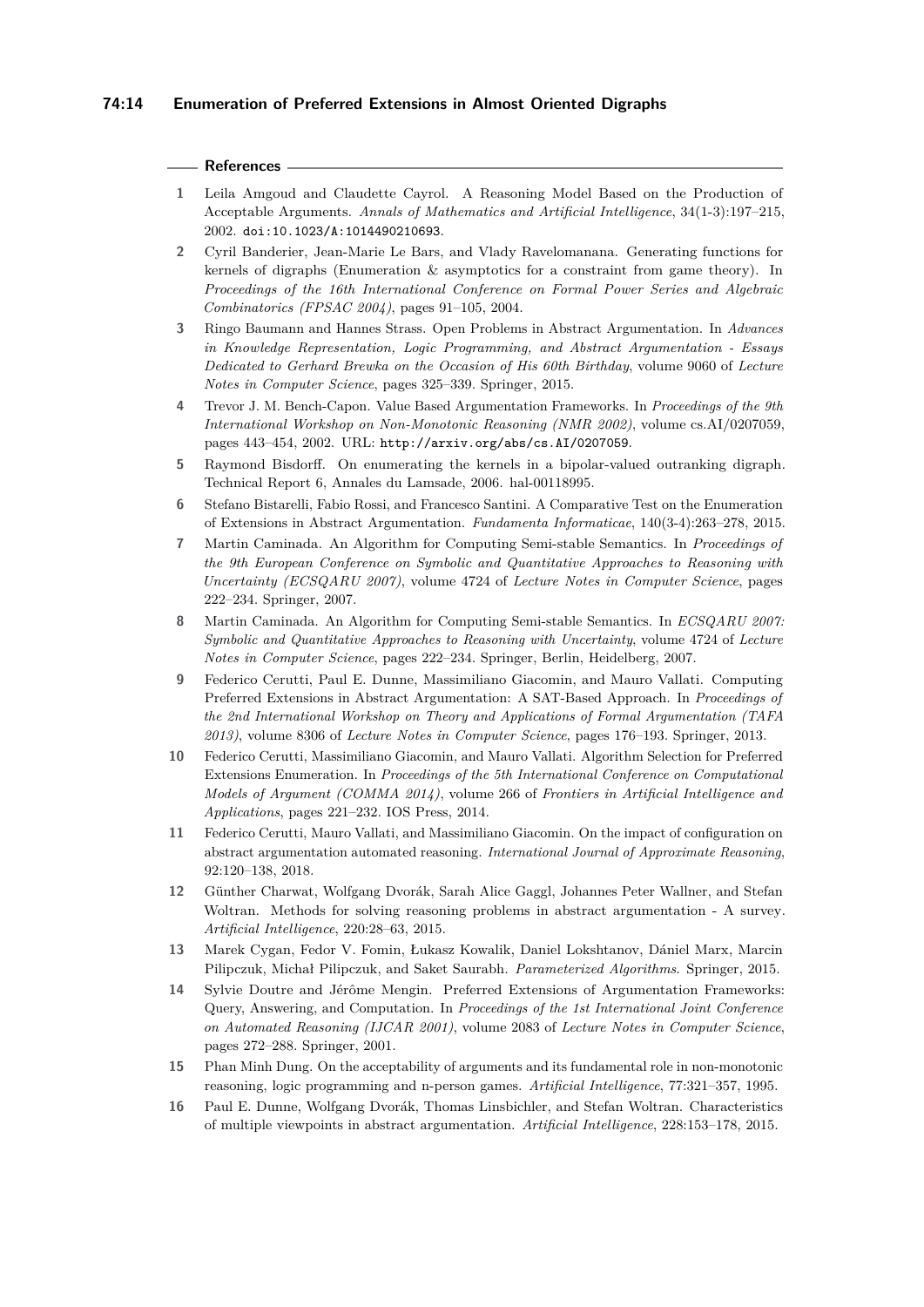## References

1. Leila Amgoud and Claudette Cayrol. A Reasoning Model Based on the Production of Acceptable Arguments. *Annals of Mathematics and Artificial Intelligence*, 34(1-3):197–215, 2002. doi:10.1023/A:1014490210693.
2. Cyril Banderier, Jean-Marie Le Bars, and Vlady Ravelomanana. Generating functions for kernels of digraphs (Enumeration & asymptotics for a constraint from game theory). In *Proceedings of the 16th International Conference on Formal Power Series and Algebraic Combinatorics (FPSAC 2004)*, pages 91–105, 2004.
3. Ringo Baumann and Hannes Strass. Open Problems in Abstract Argumentation. In *Advances in Knowledge Representation, Logic Programming, and Abstract Argumentation - Essays Dedicated to Gerhard Brewka on the Occasion of His 60th Birthday*, volume 9060 of *Lecture Notes in Computer Science*, pages 325–339. Springer, 2015.
4. Trevor J. M. Bench-Capon. Value Based Argumentation Frameworks. In *Proceedings of the 9th International Workshop on Non-Monotonic Reasoning (NMR 2002)*, volume cs.AI/0207059, pages 443–454, 2002. URL: http://arxiv.org/abs/cs.AI/0207059.
5. Raymond Bisdorff. On enumerating the kernels in a bipolar-valued outranking digraph. Technical Report 6, Annales du Lamsade, 2006. hal-00118995.
6. Stefano Bistarelli, Fabio Rossi, and Francesco Santini. A Comparative Test on the Enumeration of Extensions in Abstract Argumentation. *Fundamenta Informaticae*, 140(3-4):263–278, 2015.
7. Martin Caminada. An Algorithm for Computing Semi-stable Semantics. In *Proceedings of the 9th European Conference on Symbolic and Quantitative Approaches to Reasoning with Uncertainty (ECSQARU 2007)*, volume 4724 of *Lecture Notes in Computer Science*, pages 222–234. Springer, 2007.
8. Martin Caminada. An Algorithm for Computing Semi-stable Semantics. In *ECSQARU 2007: Symbolic and Quantitative Approaches to Reasoning with Uncertainty*, volume 4724 of *Lecture Notes in Computer Science*, pages 222–234. Springer, Berlin, Heidelberg, 2007.
9. Federico Cerutti, Paul E. Dunne, Massimiliano Giacomin, and Mauro Vallati. Computing Preferred Extensions in Abstract Argumentation: A SAT-Based Approach. In *Proceedings of the 2nd International Workshop on Theory and Applications of Formal Argumentation (TAFA 2013)*, volume 8306 of *Lecture Notes in Computer Science*, pages 176–193. Springer, 2013.
10. Federico Cerutti, Massimiliano Giacomin, and Mauro Vallati. Algorithm Selection for Preferred Extensions Enumeration. In *Proceedings of the 5th International Conference on Computational Models of Argument (COMMA 2014)*, volume 266 of *Frontiers in Artificial Intelligence and Applications*, pages 221–232. IOS Press, 2014.
11. Federico Cerutti, Mauro Vallati, and Massimiliano Giacomin. On the impact of configuration on abstract argumentation automated reasoning. *International Journal of Approximate Reasoning*, 92:120–138, 2018.
12. Günther Charwat, Wolfgang Dvorák, Sarah Alice Gaggl, Johannes Peter Wallner, and Stefan Woltran. Methods for solving reasoning problems in abstract argumentation - A survey. *Artificial Intelligence*, 220:28–63, 2015.
13. Marek Cygan, Fedor V. Fomin, Łukasz Kowalik, Daniel Lokshtanov, Dániel Marx, Marcin Pilipczuk, Michał Pilipczuk, and Saket Saurabh. *Parameterized Algorithms*. Springer, 2015.
14. Sylvie Doutre and Jérôme Mengin. Preferred Extensions of Argumentation Frameworks: Query, Answering, and Computation. In *Proceedings of the 1st International Joint Conference on Automated Reasoning (IJCAR 2001)*, volume 2083 of *Lecture Notes in Computer Science*, pages 272–288. Springer, 2001.
15. Phan Minh Dung. On the acceptability of arguments and its fundamental role in non-monotonic reasoning, logic programming and n-person games. *Artificial Intelligence*, 77:321–357, 1995.
16. Paul E. Dunne, Wolfgang Dvorák, Thomas Linsbichler, and Stefan Woltran. Characteristics of multiple viewpoints in abstract argumentation. *Artificial Intelligence*, 228:153–178, 2015.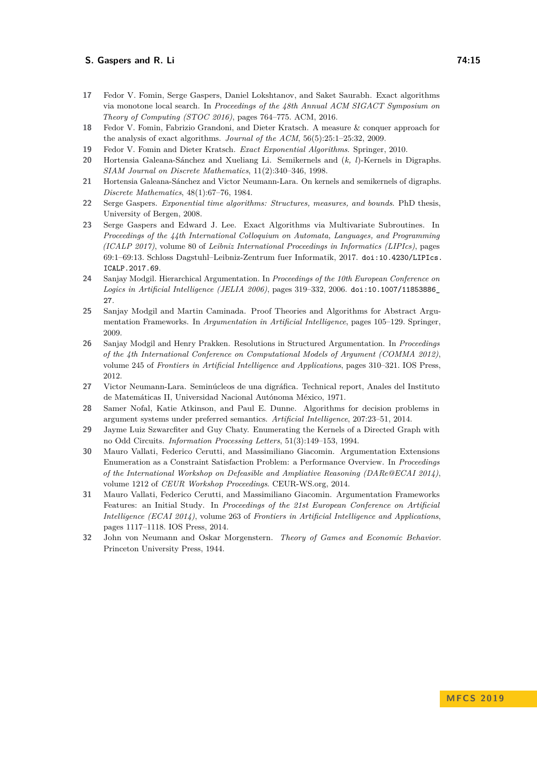17 Fedor V. Fomin, Serge Gaspers, Daniel Lokshtanov, and Saket Saurabh. Exact algorithms via monotone local search. In *Proceedings of the 48th Annual ACM SIGACT Symposium on Theory of Computing (STOC 2016)*, pages 764–775. ACM, 2016.

18 Fedor V. Fomin, Fabrizio Grandoni, and Dieter Kratsch. A measure & conquer approach for the analysis of exact algorithms. *Journal of the ACM*, 56(5):25:1–25:32, 2009.

19 Fedor V. Fomin and Dieter Kratsch. *Exact Exponential Algorithms*. Springer, 2010.

20 Hortensia Galeana-Sánchez and Xueliang Li. Semikernels and $(k, l)$-Kernels in Digraphs. *SIAM Journal on Discrete Mathematics*, 11(2):340–346, 1998.

21 Hortensia Galeana-Sánchez and Victor Neumann-Lara. On kernels and semikernels of digraphs. *Discrete Mathematics*, 48(1):67–76, 1984.

22 Serge Gaspers. *Exponential time algorithms: Structures, measures, and bounds*. PhD thesis, University of Bergen, 2008.

23 Serge Gaspers and Edward J. Lee. Exact Algorithms via Multivariate Subroutines. In *Proceedings of the 44th International Colloquium on Automata, Languages, and Programming (ICALP 2017)*, volume 80 of *Leibniz International Proceedings in Informatics (LIPIcs)*, pages 69:1–69:13. Schloss Dagstuhl–Leibniz-Zentrum fuer Informatik, 2017. doi:10.4230/LIPIcs.ICALP.2017.69.

24 Sanjay Modgil. Hierarchical Argumentation. In *Proceedings of the 10th European Conference on Logics in Artificial Intelligence (JELIA 2006)*, pages 319–332, 2006. doi:10.1007/11853886_27.

25 Sanjay Modgil and Martin Caminada. Proof Theories and Algorithms for Abstract Argumentation Frameworks. In *Argumentation in Artificial Intelligence*, pages 105–129. Springer, 2009.

26 Sanjay Modgil and Henry Prakken. Resolutions in Structured Argumentation. In *Proceedings of the 4th International Conference on Computational Models of Argument (COMMA 2012)*, volume 245 of *Frontiers in Artificial Intelligence and Applications*, pages 310–321. IOS Press, 2012.

27 Victor Neumann-Lara. Seminúcleos de una digráfica. Technical report, Anales del Instituto de Matemáticas II, Universidad Nacional Autónoma México, 1971.

28 Samer Nofal, Katie Atkinson, and Paul E. Dunne. Algorithms for decision problems in argument systems under preferred semantics. *Artificial Intelligence*, 207:23–51, 2014.

29 Jayme Luiz Szwarcfiter and Guy Chaty. Enumerating the Kernels of a Directed Graph with no Odd Circuits. *Information Processing Letters*, 51(3):149–153, 1994.

30 Mauro Vallati, Federico Cerutti, and Massimiliano Giacomin. Argumentation Extensions Enumeration as a Constraint Satisfaction Problem: a Performance Overview. In *Proceedings of the International Workshop on Defeasible and Ampliative Reasoning (DARe@ECAI 2014)*, volume 1212 of *CEUR Workshop Proceedings*. CEUR-WS.org, 2014.

31 Mauro Vallati, Federico Cerutti, and Massimiliano Giacomin. Argumentation Frameworks Features: an Initial Study. In *Proceedings of the 21st European Conference on Artificial Intelligence (ECAI 2014)*, volume 263 of *Frontiers in Artificial Intelligence and Applications*, pages 1117–1118. IOS Press, 2014.

32 John von Neumann and Oskar Morgenstern. *Theory of Games and Economic Behavior*. Princeton University Press, 1944.